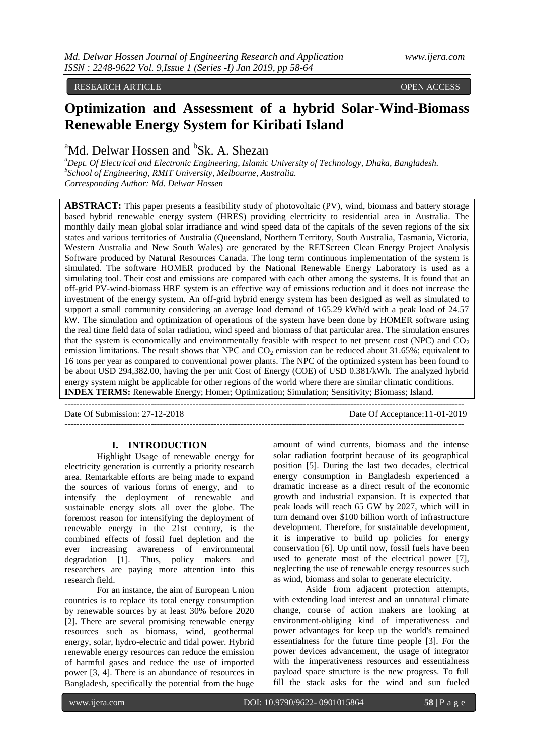RESEARCH ARTICLE OPEN ACCESS

# Optimization and Assessment of a hybrid Solar-Wind-Biomass Renewable Energy System for Kiribati Island

[a]Md. Delwar Hossen and [b]Sk. A. Shezan

*[a]Dept. Of Electrical and Electronic Engineering, Islamic University of Technology, Dhaka, Bangladesh.*
*[b]School of Engineering, RMIT University, Melbourne, Australia.*
*Corresponding Author: Md. Delwar Hossen*

**ABSTRACT:** This paper presents a feasibility study of photovoltaic (PV), wind, biomass and battery storage based hybrid renewable energy system (HRES) providing electricity to residential area in Australia. The monthly daily mean global solar irradiance and wind speed data of the capitals of the seven regions of the six states and various territories of Australia (Queensland, Northern Territory, South Australia, Tasmania, Victoria, Western Australia and New South Wales) are generated by the RETScreen Clean Energy Project Analysis Software produced by Natural Resources Canada. The long term continuous implementation of the system is simulated. The software HOMER produced by the National Renewable Energy Laboratory is used as a simulating tool. Their cost and emissions are compared with each other among the systems. It is found that an off-grid PV-wind-biomass HRE system is an effective way of emissions reduction and it does not increase the investment of the energy system. An off-grid hybrid energy system has been designed as well as simulated to support a small community considering an average load demand of 165.29 kWh/d with a peak load of 24.57 kW. The simulation and optimization of operations of the system have been done by HOMER software using the real time field data of solar radiation, wind speed and biomass of that particular area. The simulation ensures that the system is economically and environmentally feasible with respect to net present cost (NPC) and $CO_2$ emission limitations. The result shows that NPC and $CO_2$ emission can be reduced about 31.65%; equivalent to 16 tons per year as compared to conventional power plants. The NPC of the optimized system has been found to be about USD 294,382.00, having the per unit Cost of Energy (COE) of USD 0.381/kWh. The analyzed hybrid energy system might be applicable for other regions of the world where there are similar climatic conditions.
**INDEX TERMS:** Renewable Energy; Homer; Optimization; Simulation; Sensitivity; Biomass; Island.

Date Of Submission: 27-12-2018 Date Of Acceptance:11-01-2019

## I. INTRODUCTION

Highlight Usage of renewable energy for electricity generation is currently a priority research area. Remarkable efforts are being made to expand the sources of various forms of energy, and to intensify the deployment of renewable and sustainable energy slots all over the globe. The foremost reason for intensifying the deployment of renewable energy in the 21st century, is the combined effects of fossil fuel depletion and the ever increasing awareness of environmental degradation [1]. Thus, policy makers and researchers are paying more attention into this research field.

For an instance, the aim of European Union countries is to replace its total energy consumption by renewable sources by at least 30% before 2020 [2]. There are several promising renewable energy resources such as biomass, wind, geothermal energy, solar, hydro-electric and tidal power. Hybrid renewable energy resources can reduce the emission of harmful gases and reduce the use of imported power [3, 4]. There is an abundance of resources in Bangladesh, specifically the potential from the huge amount of wind currents, biomass and the intense solar radiation footprint because of its geographical position [5]. During the last two decades, electrical energy consumption in Bangladesh experienced a dramatic increase as a direct result of the economic growth and industrial expansion. It is expected that peak loads will reach 65 GW by 2027, which will in turn demand over $100 billion worth of infrastructure development. Therefore, for sustainable development, it is imperative to build up policies for energy conservation [6]. Up until now, fossil fuels have been used to generate most of the electrical power [7], neglecting the use of renewable energy resources such as wind, biomass and solar to generate electricity.

Aside from adjacent protection attempts, with extending load interest and an unnatural climate change, course of action makers are looking at environment-obliging kind of imperativeness and power advantages for keep up the world's remained essentialness for the future time people [3]. For the power devices advancement, the usage of integrator with the imperativeness resources and essentialness payload space structure is the new progress. To full fill the stack asks for the wind and sun fueled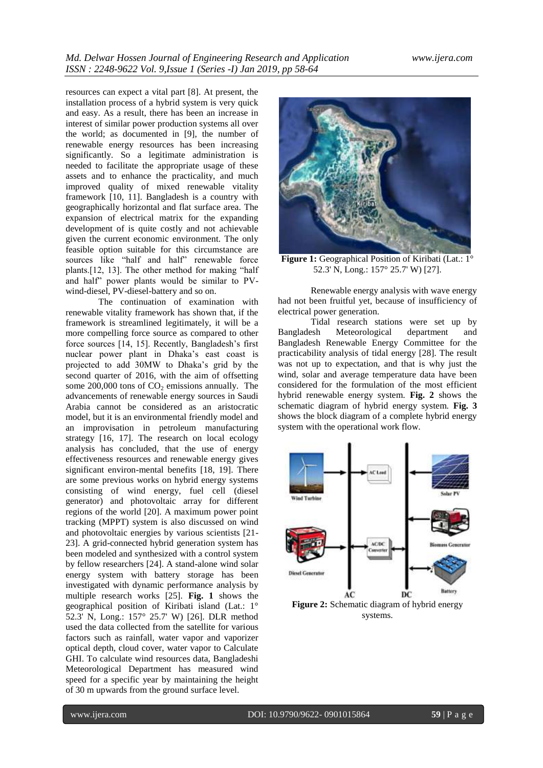resources can expect a vital part [8]. At present, the installation process of a hybrid system is very quick and easy. As a result, there has been an increase in interest of similar power production systems all over the world; as documented in [9], the number of renewable energy resources has been increasing significantly. So a legitimate administration is needed to facilitate the appropriate usage of these assets and to enhance the practicality, and much improved quality of mixed renewable vitality framework [10, 11]. Bangladesh is a country with geographically horizontal and flat surface area. The expansion of electrical matrix for the expanding development of is quite costly and not achievable given the current economic environment. The only feasible option suitable for this circumstance are sources like "half and half" renewable force plants.[12, 13]. The other method for making "half and half" power plants would be similar to PV-wind-diesel, PV-diesel-battery and so on.

The continuation of examination with renewable vitality framework has shown that, if the framework is streamlined legitimately, it will be a more compelling force source as compared to other force sources [14, 15]. Recently, Bangladesh's first nuclear power plant in Dhaka's east coast is projected to add 30MW to Dhaka's grid by the second quarter of 2016, with the aim of offsetting some 200,000 tons of $CO_2$ emissions annually. The advancements of renewable energy sources in Saudi Arabia cannot be considered as an aristocratic model, but it is an environmental friendly model and an improvisation in petroleum manufacturing strategy [16, 17]. The research on local ecology analysis has concluded, that the use of energy effectiveness resources and renewable energy gives significant environ-mental benefits [18, 19]. There are some previous works on hybrid energy systems consisting of wind energy, fuel cell (diesel generator) and photovoltaic array for different regions of the world [20]. A maximum power point tracking (MPPT) system is also discussed on wind and photovoltaic energies by various scientists [21-23]. A grid-connected hybrid generation system has been modeled and synthesized with a control system by fellow researchers [24]. A stand-alone wind solar energy system with battery storage has been investigated with dynamic performance analysis by multiple research works [25]. **Fig. 1** shows the geographical position of Kiribati island (Lat.: 1° 52.3' N, Long.: 157° 25.7' W) [26]. DLR method used the data collected from the satellite for various factors such as rainfall, water vapor and vaporizer optical depth, cloud cover, water vapor to Calculate GHI. To calculate wind resources data, Bangladeshi Meteorological Department has measured wind speed for a specific year by maintaining the height of 30 m upwards from the ground surface level.

**Figure 1:** Geographical Position of Kiribati (Lat.: 1° 52.3' N, Long.: 157° 25.7' W) [27].

Renewable energy analysis with wave energy had not been fruitful yet, because of insufficiency of electrical power generation.

Tidal research stations were set up by Bangladesh Meteorological department and Bangladesh Renewable Energy Committee for the practicability analysis of tidal energy [28]. The result was not up to expectation, and that is why just the wind, solar and average temperature data have been considered for the formulation of the most efficient hybrid renewable energy system. **Fig. 2** shows the schematic diagram of hybrid energy system. **Fig. 3** shows the block diagram of a complete hybrid energy system with the operational work flow.

**Figure 2:** Schematic diagram of hybrid energy systems.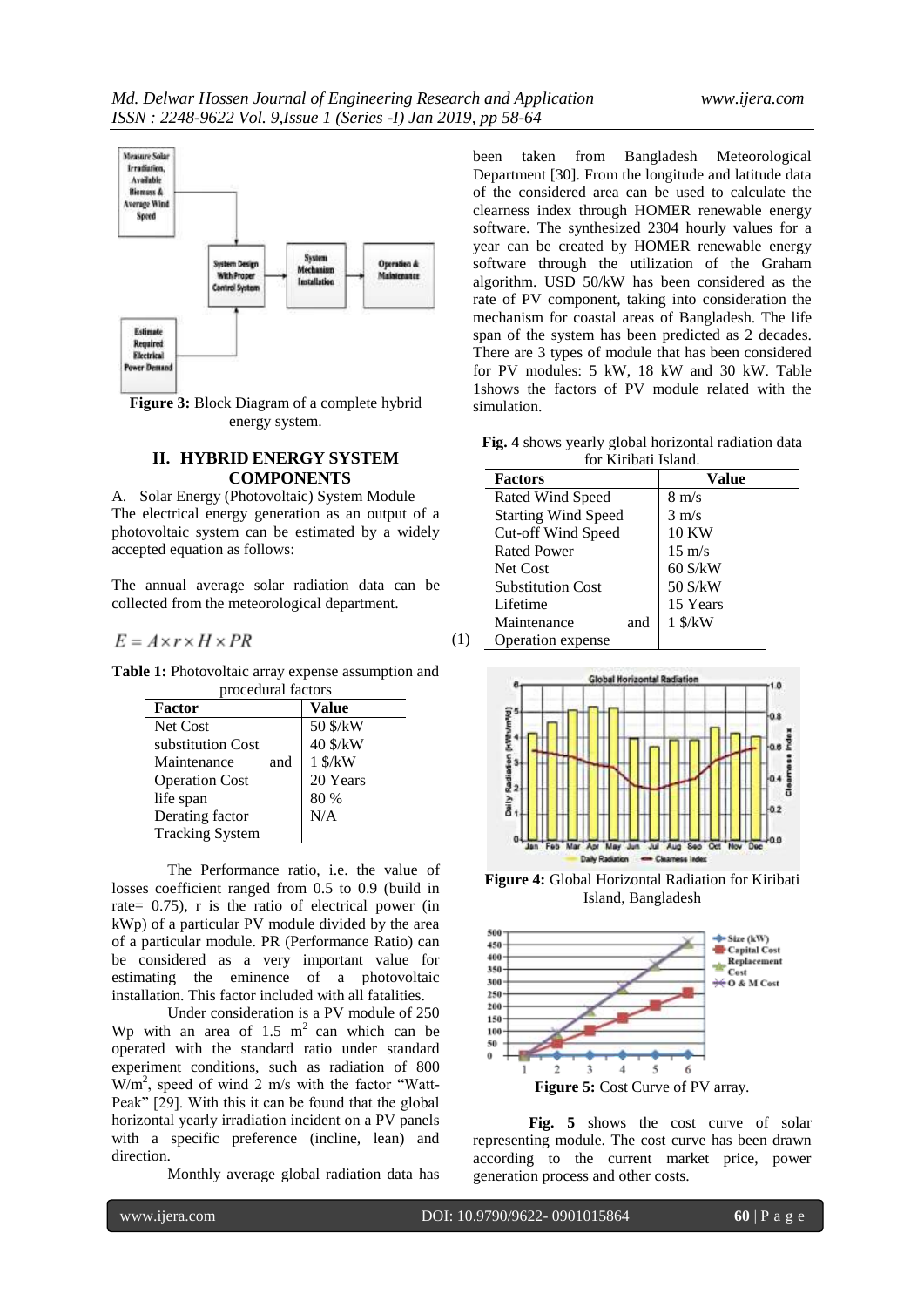Figure 3: Block Diagram of a complete hybrid energy system.

## II. HYBRID ENERGY SYSTEM COMPONENTS

A. Solar Energy (Photovoltaic) System Module

The electrical energy generation as an output of a photovoltaic system can be estimated by a widely accepted equation as follows:

The annual average solar radiation data can be collected from the meteorological department.

$$E = A \times r \times H \times PR \quad (1)$$

**Table 1:** Photovoltaic array expense assumption and procedural factors

| Factor | Value |
|---|---|
| Net Cost | 50 $/kW |
| substitution Cost | 40 $/kW |
| Maintenance and Operation Cost | 1 $/kW |
| life span | 20 Years |
| Derating factor | 80 % |
| Tracking System | N/A |

The Performance ratio, i.e. the value of losses coefficient ranged from 0.5 to 0.9 (build in rate= 0.75), r is the ratio of electrical power (in kWp) of a particular PV module divided by the area of a particular module. PR (Performance Ratio) can be considered as a very important value for estimating the eminence of a photovoltaic installation. This factor included with all fatalities.

Under consideration is a PV module of 250 Wp with an area of 1.5 $m^2$ can which can be operated with the standard ratio under standard experiment conditions, such as radiation of 800 $W/m^2$, speed of wind 2 m/s with the factor "Watt-Peak" [29]. With this it can be found that the global horizontal yearly irradiation incident on a PV panels with a specific preference (incline, lean) and direction.

Monthly average global radiation data has been taken from Bangladesh Meteorological Department [30]. From the longitude and latitude data of the considered area can be used to calculate the clearness index through HOMER renewable energy software. The synthesized 2304 hourly values for a year can be created by HOMER renewable energy software through the utilization of the Graham algorithm. USD 50/kW has been considered as the rate of PV component, taking into consideration the mechanism for coastal areas of Bangladesh. The life span of the system has been predicted as 2 decades. There are 3 types of module that has been considered for PV modules: 5 kW, 18 kW and 30 kW. Table 1shows the factors of PV module related with the simulation.

**Fig. 4** shows yearly global horizontal radiation data for Kiribati Island.

| Factors | Value |
|---|---|
| Rated Wind Speed | 8 m/s |
| Starting Wind Speed | 3 m/s |
| Cut-off Wind Speed | 10 KW |
| Rated Power | 15 m/s |
| Net Cost | 60 $/kW |
| Substitution Cost | 50 $/kW |
| Lifetime | 15 Years |
| Maintenance and Operation expense | 1 $/kW |

**Figure 4:** Global Horizontal Radiation for Kiribati Island, Bangladesh

**Figure 5:** Cost Curve of PV array.

**Fig. 5** shows the cost curve of solar representing module. The cost curve has been drawn according to the current market price, power generation process and other costs.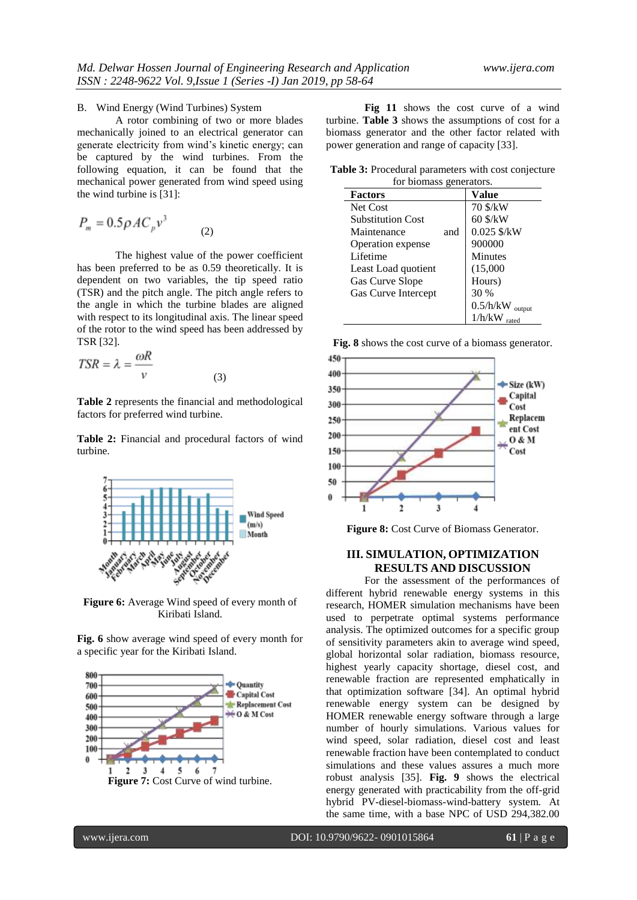B. Wind Energy (Wind Turbines) System

A rotor combining of two or more blades mechanically joined to an electrical generator can generate electricity from wind's kinetic energy; can be captured by the wind turbines. From the following equation, it can be found that the mechanical power generated from wind speed using the wind turbine is [31]:

$$P_m = 0.5 \rho A C_p v^3 \qquad (2)$$

The highest value of the power coefficient has been preferred to be as 0.59 theoretically. It is dependent on two variables, the tip speed ratio (TSR) and the pitch angle. The pitch angle refers to the angle in which the turbine blades are aligned with respect to its longitudinal axis. The linear speed of the rotor to the wind speed has been addressed by TSR [32].

$$TSR = \lambda = \frac{\omega R}{v} \qquad (3)$$

**Table 2** represents the financial and methodological factors for preferred wind turbine.

**Table 2:** Financial and procedural factors of wind turbine.

**Figure 6:** Average Wind speed of every month of Kiribati Island.

**Fig. 6** show average wind speed of every month for a specific year for the Kiribati Island.

**Figure 7:** Cost Curve of wind turbine.

**Fig 11** shows the cost curve of a wind turbine. **Table 3** shows the assumptions of cost for a biomass generator and the other factor related with power generation and range of capacity [33].

**Table 3:** Procedural parameters with cost conjecture for biomass generators.

| Factors | Value |
|---|---|
| Net Cost | 70 $/kW |
| Substitution Cost | 60 $/kW |
| Maintenance and Operation expense | 0.025 $/kW |
| Lifetime | 900000 Minutes |
| Least Load quotient | (15,000 Hours) |
| Gas Curve Slope | 30 % |
| Gas Curve Intercept | 0.5/h/kW output 1/h/kW rated |

**Fig. 8** shows the cost curve of a biomass generator.

**Figure 8:** Cost Curve of Biomass Generator.

## III. SIMULATION, OPTIMIZATION RESULTS AND DISCUSSION

For the assessment of the performances of different hybrid renewable energy systems in this research, HOMER simulation mechanisms have been used to perpetrate optimal systems performance analysis. The optimized outcomes for a specific group of sensitivity parameters akin to average wind speed, global horizontal solar radiation, biomass resource, highest yearly capacity shortage, diesel cost, and renewable fraction are represented emphatically in that optimization software [34]. An optimal hybrid renewable energy system can be designed by HOMER renewable energy software through a large number of hourly simulations. Various values for wind speed, solar radiation, diesel cost and least renewable fraction have been contemplated to conduct simulations and these values assures a much more robust analysis [35]. **Fig. 9** shows the electrical energy generated with practicability from the off-grid hybrid PV-diesel-biomass-wind-battery system. At the same time, with a base NPC of USD 294,382.00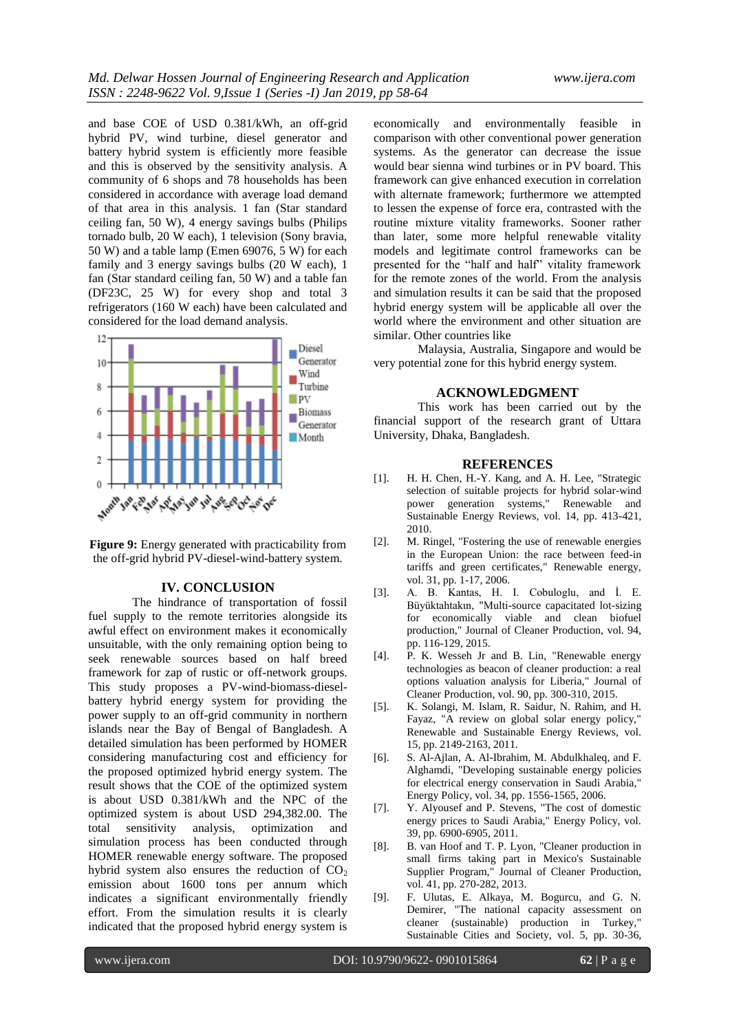and base COE of USD 0.381/kWh, an off-grid hybrid PV, wind turbine, diesel generator and battery hybrid system is efficiently more feasible and this is observed by the sensitivity analysis. A community of 6 shops and 78 households has been considered in accordance with average load demand of that area in this analysis. 1 fan (Star standard ceiling fan, 50 W), 4 energy savings bulbs (Philips tornado bulb, 20 W each), 1 television (Sony bravia, 50 W) and a table lamp (Emen 69076, 5 W) for each family and 3 energy savings bulbs (20 W each), 1 fan (Star standard ceiling fan, 50 W) and a table fan (DF23C, 25 W) for every shop and total 3 refrigerators (160 W each) have been calculated and considered for the load demand analysis.

12
10
8
6
4
2
0

Month Jan Feb Mar Apr May Jun Jul Aug Sep Oct Nov Dec

Diesel Generator
Wind Turbine
PV
Biomass Generator
Month

**Figure 9:** Energy generated with practicability from the off-grid hybrid PV-diesel-wind-battery system.

## IV. CONCLUSION

The hindrance of transportation of fossil fuel supply to the remote territories alongside its awful effect on environment makes it economically unsuitable, with the only remaining option being to seek renewable sources based on half breed framework for zap of rustic or off-network groups. This study proposes a PV-wind-biomass-diesel-battery hybrid energy system for providing the power supply to an off-grid community in northern islands near the Bay of Bengal of Bangladesh. A detailed simulation has been performed by HOMER considering manufacturing cost and efficiency for the proposed optimized hybrid energy system. The result shows that the COE of the optimized system is about USD 0.381/kWh and the NPC of the optimized system is about USD 294,382.00. The total sensitivity analysis, optimization and simulation process has been conducted through HOMER renewable energy software. The proposed hybrid system also ensures the reduction of $CO_2$ emission about 1600 tons per annum which indicates a significant environmentally friendly effort. From the simulation results it is clearly indicated that the proposed hybrid energy system is economically and environmentally feasible in comparison with other conventional power generation systems. As the generator can decrease the issue would bear sienna wind turbines or in PV board. This framework can give enhanced execution in correlation with alternate framework; furthermore we attempted to lessen the expense of force era, contrasted with the routine mixture vitality frameworks. Sooner rather than later, some more helpful renewable vitality models and legitimate control frameworks can be presented for the "half and half" vitality framework for the remote zones of the world. From the analysis and simulation results it can be said that the proposed hybrid energy system will be applicable all over the world where the environment and other situation are similar. Other countries like

Malaysia, Australia, Singapore and would be very potential zone for this hybrid energy system.

## ACKNOWLEDGMENT

This work has been carried out by the financial support of the research grant of Uttara University, Dhaka, Bangladesh.

## REFERENCES

[1]. H. H. Chen, H.-Y. Kang, and A. H. Lee, "Strategic selection of suitable projects for hybrid solar-wind power generation systems," Renewable and Sustainable Energy Reviews, vol. 14, pp. 413-421, 2010.

[2]. M. Ringel, "Fostering the use of renewable energies in the European Union: the race between feed-in tariffs and green certificates," Renewable energy, vol. 31, pp. 1-17, 2006.

[3]. A. B. Kantas, H. I. Cobuloglu, and İ. E. Büyüktahtakın, "Multi-source capacitated lot-sizing for economically viable and clean biofuel production," Journal of Cleaner Production, vol. 94, pp. 116-129, 2015.

[4]. P. K. Wesseh Jr and B. Lin, "Renewable energy technologies as beacon of cleaner production: a real options valuation analysis for Liberia," Journal of Cleaner Production, vol. 90, pp. 300-310, 2015.

[5]. K. Solangi, M. Islam, R. Saidur, N. Rahim, and H. Fayaz, "A review on global solar energy policy," Renewable and Sustainable Energy Reviews, vol. 15, pp. 2149-2163, 2011.

[6]. S. Al-Ajlan, A. Al-Ibrahim, M. Abdulkhaleq, and F. Alghamdi, "Developing sustainable energy policies for electrical energy conservation in Saudi Arabia," Energy Policy, vol. 34, pp. 1556-1565, 2006.

[7]. Y. Alyousef and P. Stevens, "The cost of domestic energy prices to Saudi Arabia," Energy Policy, vol. 39, pp. 6900-6905, 2011.

[8]. B. van Hoof and T. P. Lyon, "Cleaner production in small firms taking part in Mexico's Sustainable Supplier Program," Journal of Cleaner Production, vol. 41, pp. 270-282, 2013.

[9]. F. Ulutas, E. Alkaya, M. Bogurcu, and G. N. Demirer, "The national capacity assessment on cleaner (sustainable) production in Turkey," Sustainable Cities and Society, vol. 5, pp. 30-36,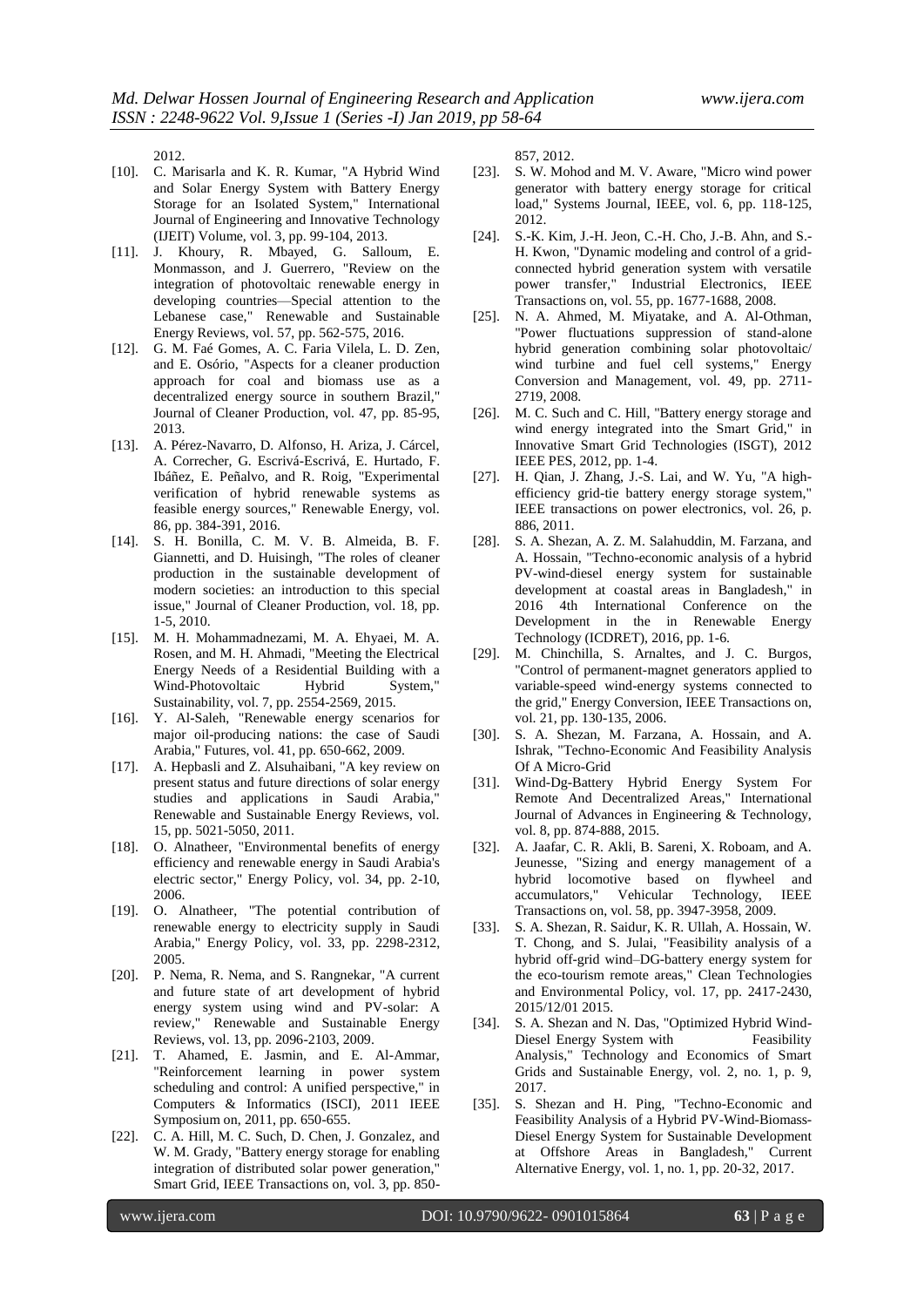2012.

[10]. C. Marisarla and K. R. Kumar, "A Hybrid Wind and Solar Energy System with Battery Energy Storage for an Isolated System," International Journal of Engineering and Innovative Technology (IJEIT) Volume, vol. 3, pp. 99-104, 2013.

[11]. J. Khoury, R. Mbayed, G. Salloum, E. Monmasson, and J. Guerrero, "Review on the integration of photovoltaic renewable energy in developing countries—Special attention to the Lebanese case," Renewable and Sustainable Energy Reviews, vol. 57, pp. 562-575, 2016.

[12]. G. M. Faé Gomes, A. C. Faria Vilela, L. D. Zen, and E. Osório, "Aspects for a cleaner production approach for coal and biomass use as a decentralized energy source in southern Brazil," Journal of Cleaner Production, vol. 47, pp. 85-95, 2013.

[13]. A. Pérez-Navarro, D. Alfonso, H. Ariza, J. Cárcel, A. Correcher, G. Escrivá-Escrivá, E. Hurtado, F. Ibáñez, E. Peñalvo, and R. Roig, "Experimental verification of hybrid renewable systems as feasible energy sources," Renewable Energy, vol. 86, pp. 384-391, 2016.

[14]. S. H. Bonilla, C. M. V. B. Almeida, B. F. Giannetti, and D. Huisingh, "The roles of cleaner production in the sustainable development of modern societies: an introduction to this special issue," Journal of Cleaner Production, vol. 18, pp. 1-5, 2010.

[15]. M. H. Mohammadnezami, M. A. Ehyaei, M. A. Rosen, and M. H. Ahmadi, "Meeting the Electrical Energy Needs of a Residential Building with a Wind-Photovoltaic Hybrid System," Sustainability, vol. 7, pp. 2554-2569, 2015.

[16]. Y. Al-Saleh, "Renewable energy scenarios for major oil-producing nations: the case of Saudi Arabia," Futures, vol. 41, pp. 650-662, 2009.

[17]. A. Hepbasli and Z. Alsuhaibani, "A key review on present status and future directions of solar energy studies and applications in Saudi Arabia," Renewable and Sustainable Energy Reviews, vol. 15, pp. 5021-5050, 2011.

[18]. O. Alnatheer, "Environmental benefits of energy efficiency and renewable energy in Saudi Arabia's electric sector," Energy Policy, vol. 34, pp. 2-10, 2006.

[19]. O. Alnatheer, "The potential contribution of renewable energy to electricity supply in Saudi Arabia," Energy Policy, vol. 33, pp. 2298-2312, 2005.

[20]. P. Nema, R. Nema, and S. Rangnekar, "A current and future state of art development of hybrid energy system using wind and PV-solar: A review," Renewable and Sustainable Energy Reviews, vol. 13, pp. 2096-2103, 2009.

[21]. T. Ahamed, E. Jasmin, and E. Al-Ammar, "Reinforcement learning in power system scheduling and control: A unified perspective," in Computers & Informatics (ISCI), 2011 IEEE Symposium on, 2011, pp. 650-655.

[22]. C. A. Hill, M. C. Such, D. Chen, J. Gonzalez, and W. M. Grady, "Battery energy storage for enabling integration of distributed solar power generation," Smart Grid, IEEE Transactions on, vol. 3, pp. 850-857, 2012.

[23]. S. W. Mohod and M. V. Aware, "Micro wind power generator with battery energy storage for critical load," Systems Journal, IEEE, vol. 6, pp. 118-125, 2012.

[24]. S.-K. Kim, J.-H. Jeon, C.-H. Cho, J.-B. Ahn, and S.-H. Kwon, "Dynamic modeling and control of a grid-connected hybrid generation system with versatile power transfer," Industrial Electronics, IEEE Transactions on, vol. 55, pp. 1677-1688, 2008.

[25]. N. A. Ahmed, M. Miyatake, and A. Al-Othman, "Power fluctuations suppression of stand-alone hybrid generation combining solar photovoltaic/ wind turbine and fuel cell systems," Energy Conversion and Management, vol. 49, pp. 2711-2719, 2008.

[26]. M. C. Such and C. Hill, "Battery energy storage and wind energy integrated into the Smart Grid," in Innovative Smart Grid Technologies (ISGT), 2012 IEEE PES, 2012, pp. 1-4.

[27]. H. Qian, J. Zhang, J.-S. Lai, and W. Yu, "A high-efficiency grid-tie battery energy storage system," IEEE transactions on power electronics, vol. 26, p. 886, 2011.

[28]. S. A. Shezan, A. Z. M. Salahuddin, M. Farzana, and A. Hossain, "Techno-economic analysis of a hybrid PV-wind-diesel energy system for sustainable development at coastal areas in Bangladesh," in 2016 4th International Conference on the Development in the in Renewable Energy Technology (ICDRET), 2016, pp. 1-6.

[29]. M. Chinchilla, S. Arnaltes, and J. C. Burgos, "Control of permanent-magnet generators applied to variable-speed wind-energy systems connected to the grid," Energy Conversion, IEEE Transactions on, vol. 21, pp. 130-135, 2006.

[30]. S. A. Shezan, M. Farzana, A. Hossain, and A. Ishrak, "Techno-Economic And Feasibility Analysis Of A Micro-Grid

[31]. Wind-Dg-Battery Hybrid Energy System For Remote And Decentralized Areas," International Journal of Advances in Engineering & Technology, vol. 8, pp. 874-888, 2015.

[32]. A. Jaafar, C. R. Akli, B. Sareni, X. Roboam, and A. Jeunesse, "Sizing and energy management of a hybrid locomotive based on flywheel and accumulators," Vehicular Technology, IEEE Transactions on, vol. 58, pp. 3947-3958, 2009.

[33]. S. A. Shezan, R. Saidur, K. R. Ullah, A. Hossain, W. T. Chong, and S. Julai, "Feasibility analysis of a hybrid off-grid wind–DG-battery energy system for the eco-tourism remote areas," Clean Technologies and Environmental Policy, vol. 17, pp. 2417-2430, 2015/12/01 2015.

[34]. S. A. Shezan and N. Das, "Optimized Hybrid Wind-Diesel Energy System with Feasibility Analysis," Technology and Economics of Smart Grids and Sustainable Energy, vol. 2, no. 1, p. 9, 2017.

[35]. S. Shezan and H. Ping, "Techno-Economic and Feasibility Analysis of a Hybrid PV-Wind-Biomass-Diesel Energy System for Sustainable Development at Offshore Areas in Bangladesh," Current Alternative Energy, vol. 1, no. 1, pp. 20-32, 2017.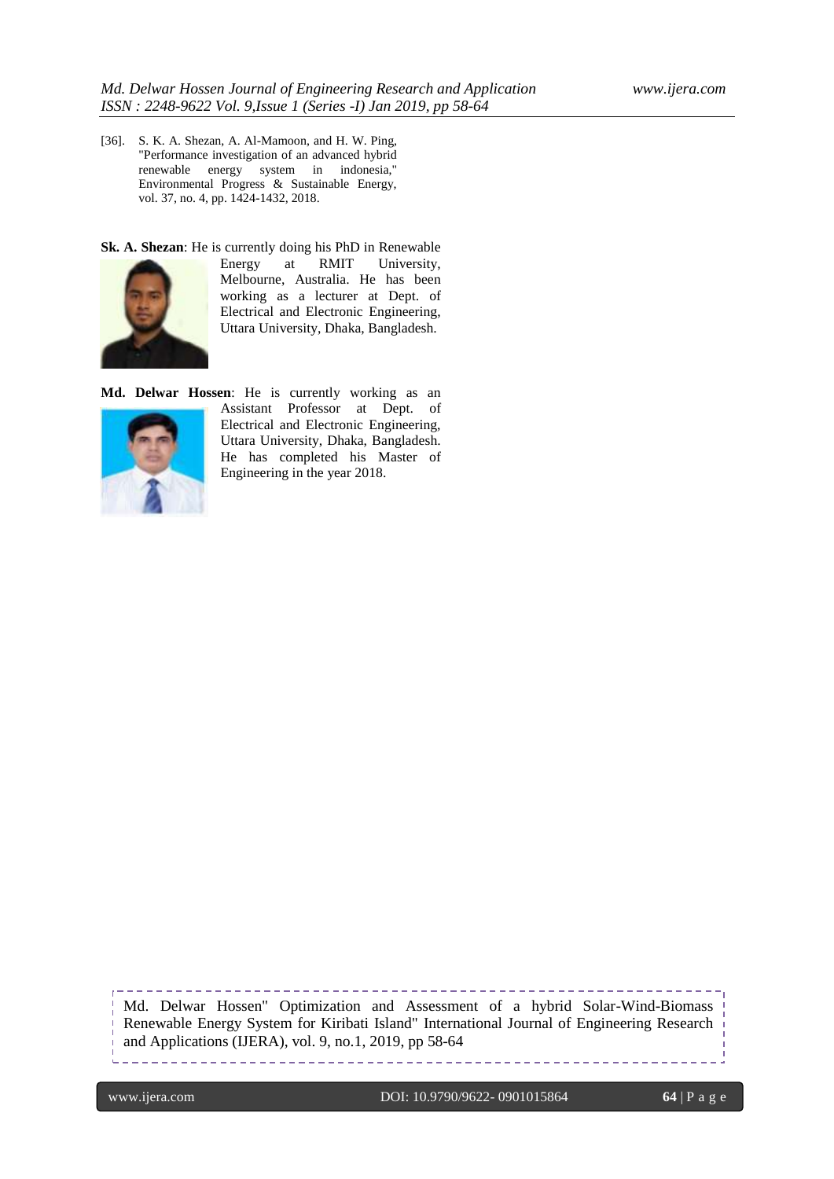[36]. S. K. A. Shezan, A. Al-Mamoon, and H. W. Ping, "Performance investigation of an advanced hybrid renewable energy system in indonesia," Environmental Progress & Sustainable Energy, vol. 37, no. 4, pp. 1424-1432, 2018.

**Sk. A. Shezan**: He is currently doing his PhD in Renewable Energy at RMIT University, Melbourne, Australia. He has been working as a lecturer at Dept. of Electrical and Electronic Engineering, Uttara University, Dhaka, Bangladesh.

**Md. Delwar Hossen**: He is currently working as an Assistant Professor at Dept. of Electrical and Electronic Engineering, Uttara University, Dhaka, Bangladesh. He has completed his Master of Engineering in the year 2018.

Md. Delwar Hossen" Optimization and Assessment of a hybrid Solar-Wind-Biomass Renewable Energy System for Kiribati Island" International Journal of Engineering Research and Applications (IJERA), vol. 9, no.1, 2019, pp 58-64